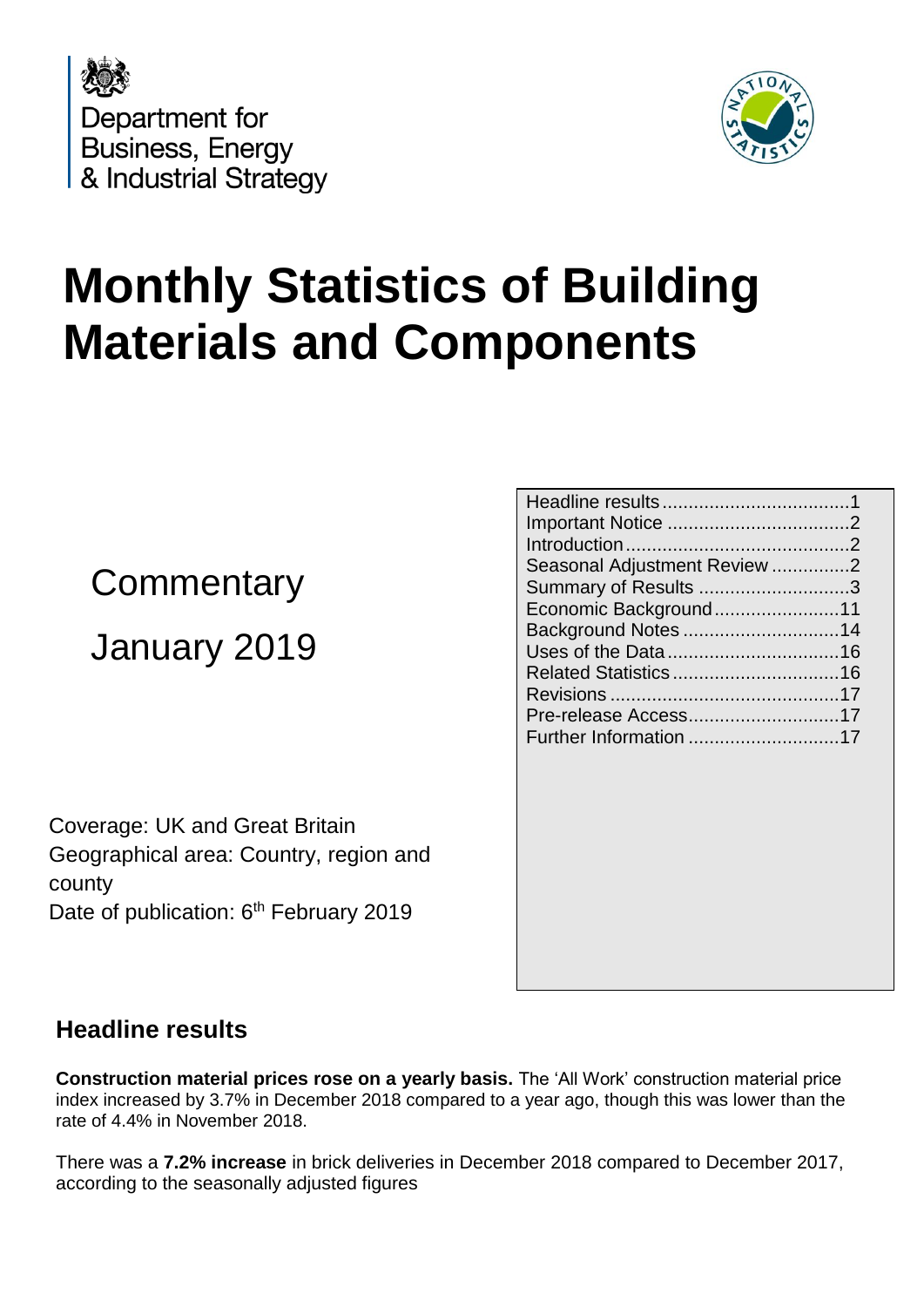Department for
Business, Energy
& Industrial Strategy

# Monthly Statistics of Building Materials and Components

Commentary

January 2019

| | |
|---|---|
| Headline results | 1 |
| Important Notice | 2 |
| Introduction | 2 |
| Seasonal Adjustment Review | 2 |
| Summary of Results | 3 |
| Economic Background | 11 |
| Background Notes | 14 |
| Uses of the Data | 16 |
| Related Statistics | 16 |
| Revisions | 17 |
| Pre-release Access | 17 |
| Further Information | 17 |

Coverage: UK and Great Britain
Geographical area: Country, region and county
Date of publication: 6th February 2019

## Headline results

**Construction material prices rose on a yearly basis.** The 'All Work' construction material price index increased by 3.7% in December 2018 compared to a year ago, though this was lower than the rate of 4.4% in November 2018.

There was a **7.2% increase** in brick deliveries in December 2018 compared to December 2017, according to the seasonally adjusted figures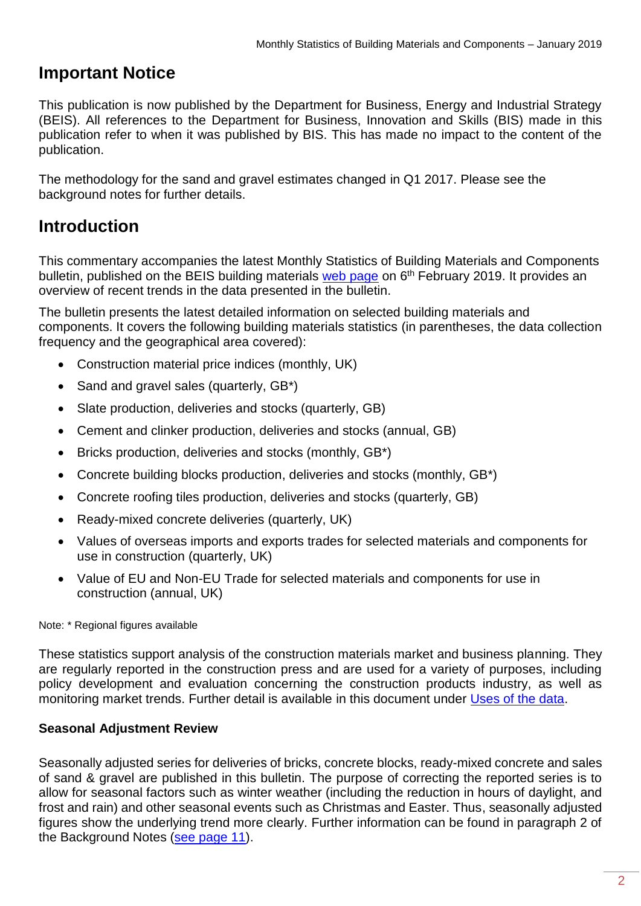## Important Notice

This publication is now published by the Department for Business, Energy and Industrial Strategy (BEIS). All references to the Department for Business, Innovation and Skills (BIS) made in this publication refer to when it was published by BIS. This has made no impact to the content of the publication.

The methodology for the sand and gravel estimates changed in Q1 2017. Please see the background notes for further details.

## Introduction

This commentary accompanies the latest Monthly Statistics of Building Materials and Components bulletin, published on the BEIS building materials web page on 6th February 2019. It provides an overview of recent trends in the data presented in the bulletin.

The bulletin presents the latest detailed information on selected building materials and components. It covers the following building materials statistics (in parentheses, the data collection frequency and the geographical area covered):

- Construction material price indices (monthly, UK)
- Sand and gravel sales (quarterly, GB*)
- Slate production, deliveries and stocks (quarterly, GB)
- Cement and clinker production, deliveries and stocks (annual, GB)
- Bricks production, deliveries and stocks (monthly, GB*)
- Concrete building blocks production, deliveries and stocks (monthly, GB*)
- Concrete roofing tiles production, deliveries and stocks (quarterly, GB)
- Ready-mixed concrete deliveries (quarterly, UK)
- Values of overseas imports and exports trades for selected materials and components for use in construction (quarterly, UK)
- Value of EU and Non-EU Trade for selected materials and components for use in construction (annual, UK)

Note: * Regional figures available

These statistics support analysis of the construction materials market and business planning. They are regularly reported in the construction press and are used for a variety of purposes, including policy development and evaluation concerning the construction products industry, as well as monitoring market trends. Further detail is available in this document under Uses of the data.

### Seasonal Adjustment Review

Seasonally adjusted series for deliveries of bricks, concrete blocks, ready-mixed concrete and sales of sand & gravel are published in this bulletin. The purpose of correcting the reported series is to allow for seasonal factors such as winter weather (including the reduction in hours of daylight, and frost and rain) and other seasonal events such as Christmas and Easter. Thus, seasonally adjusted figures show the underlying trend more clearly. Further information can be found in paragraph 2 of the Background Notes (see page 11).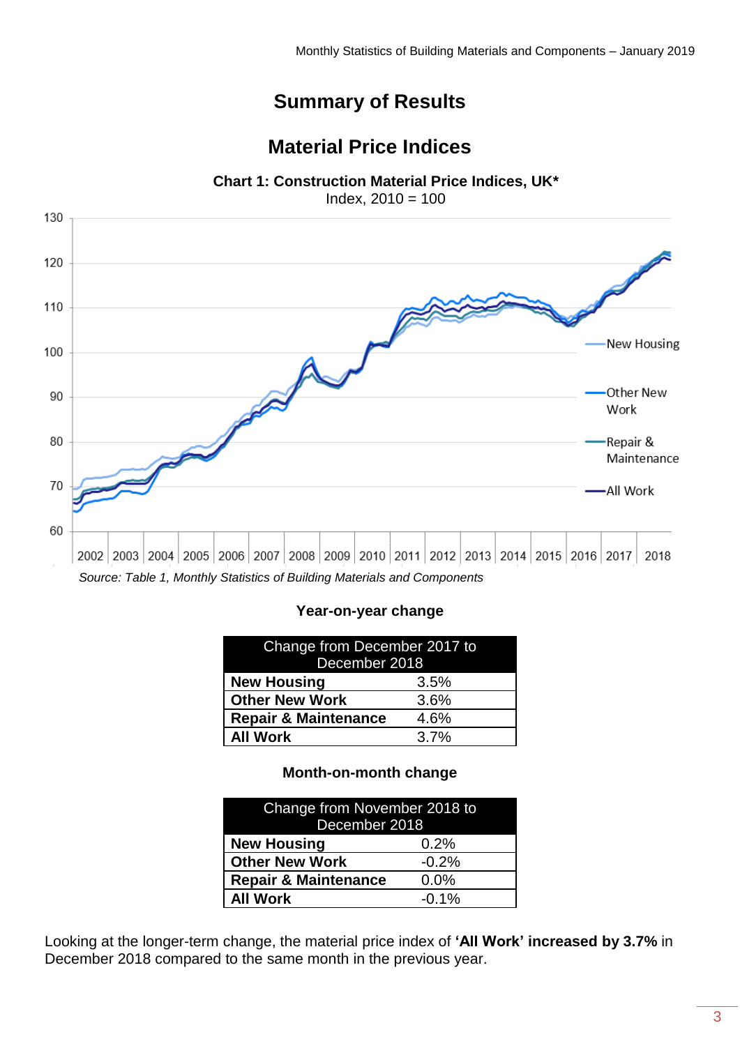# Summary of Results

## Material Price Indices

**Chart 1: Construction Material Price Indices, UK***

Index, 2010 = 100

*Source: Table 1, Monthly Statistics of Building Materials and Components*

**Year-on-year change**

| Change from December 2017 to December 2018 | |
|---|---|
| **New Housing** | 3.5% |
| **Other New Work** | 3.6% |
| **Repair & Maintenance** | 4.6% |
| **All Work** | 3.7% |

**Month-on-month change**

| Change from November 2018 to December 2018 | |
|---|---|
| **New Housing** | 0.2% |
| **Other New Work** | -0.2% |
| **Repair & Maintenance** | 0.0% |
| **All Work** | -0.1% |

Looking at the longer-term change, the material price index of **'All Work' increased by 3.7%** in December 2018 compared to the same month in the previous year.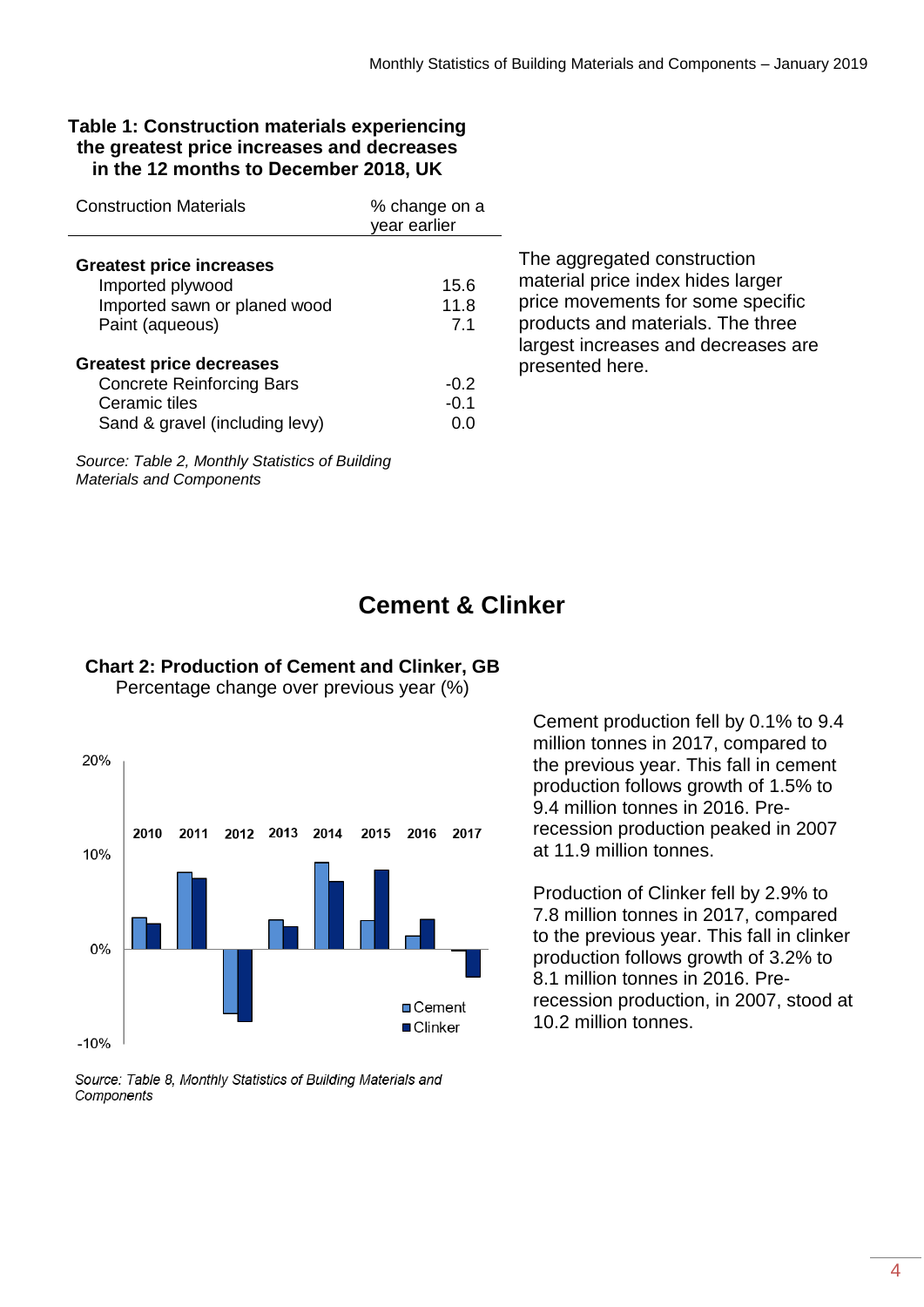**Table 1: Construction materials experiencing the greatest price increases and decreases in the 12 months to December 2018, UK**

| Construction Materials | % change on a year earlier |
| --- | --- |
| **Greatest price increases** | |
| Imported plywood | 15.6 |
| Imported sawn or planed wood | 11.8 |
| Paint (aqueous) | 7.1 |
| **Greatest price decreases** | |
| Concrete Reinforcing Bars | -0.2 |
| Ceramic tiles | -0.1 |
| Sand & gravel (including levy) | 0.0 |

*Source: Table 2, Monthly Statistics of Building Materials and Components*

The aggregated construction material price index hides larger price movements for some specific products and materials. The three largest increases and decreases are presented here.

## Cement & Clinker

**Chart 2: Production of Cement and Clinker, GB**

Percentage change over previous year (%)

*Source: Table 8, Monthly Statistics of Building Materials and Components*

Cement production fell by 0.1% to 9.4 million tonnes in 2017, compared to the previous year. This fall in cement production follows growth of 1.5% to 9.4 million tonnes in 2016. Pre-recession production peaked in 2007 at 11.9 million tonnes.

Production of Clinker fell by 2.9% to 7.8 million tonnes in 2017, compared to the previous year. This fall in clinker production follows growth of 3.2% to 8.1 million tonnes in 2016. Pre-recession production, in 2007, stood at 10.2 million tonnes.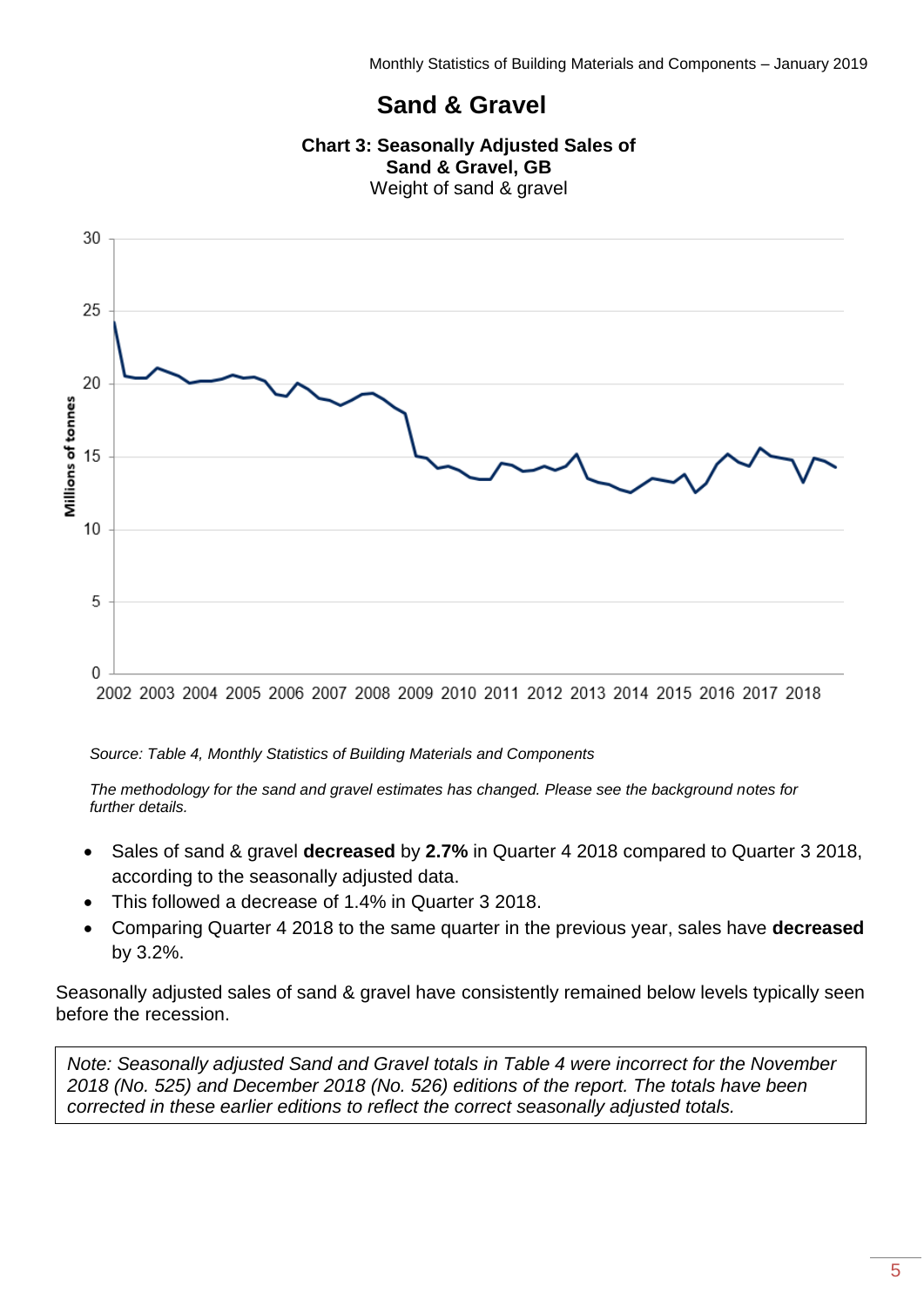# Sand & Gravel

**Chart 3: Seasonally Adjusted Sales of Sand & Gravel, GB**

Weight of sand & gravel

*Source: Table 4, Monthly Statistics of Building Materials and Components*

*The methodology for the sand and gravel estimates has changed. Please see the background notes for further details.*

- Sales of sand & gravel **decreased** by **2.7%** in Quarter 4 2018 compared to Quarter 3 2018, according to the seasonally adjusted data.
- This followed a decrease of 1.4% in Quarter 3 2018.
- Comparing Quarter 4 2018 to the same quarter in the previous year, sales have **decreased** by 3.2%.

Seasonally adjusted sales of sand & gravel have consistently remained below levels typically seen before the recession.

*Note: Seasonally adjusted Sand and Gravel totals in Table 4 were incorrect for the November 2018 (No. 525) and December 2018 (No. 526) editions of the report. The totals have been corrected in these earlier editions to reflect the correct seasonally adjusted totals.*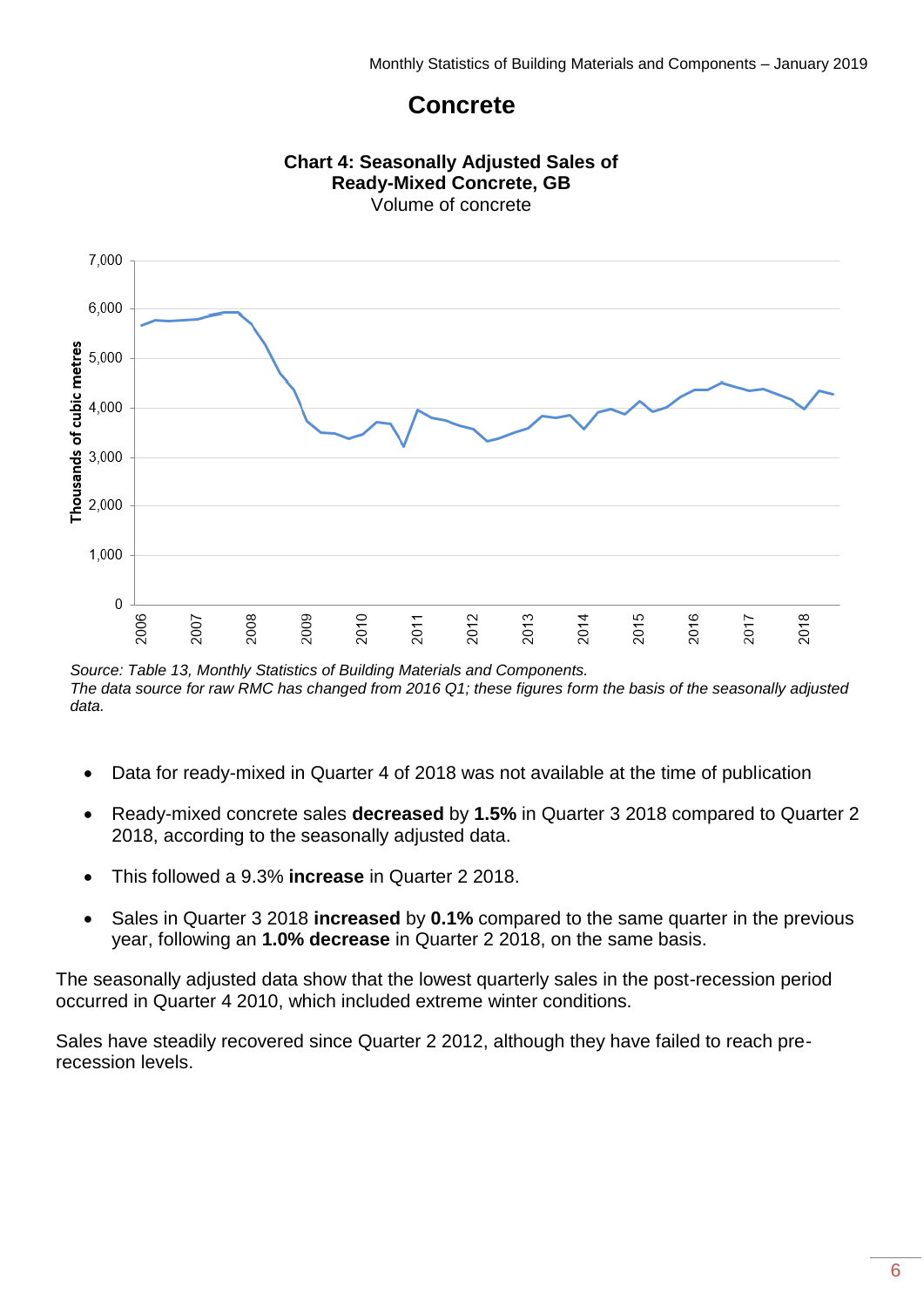# Concrete

**Chart 4: Seasonally Adjusted Sales of Ready-Mixed Concrete, GB**
Volume of concrete

*Source: Table 13, Monthly Statistics of Building Materials and Components.*
*The data source for raw RMC has changed from 2016 Q1; these figures form the basis of the seasonally adjusted data.*

- Data for ready-mixed in Quarter 4 of 2018 was not available at the time of publication
- Ready-mixed concrete sales **decreased** by **1.5%** in Quarter 3 2018 compared to Quarter 2 2018, according to the seasonally adjusted data.
- This followed a 9.3% **increase** in Quarter 2 2018.
- Sales in Quarter 3 2018 **increased** by **0.1%** compared to the same quarter in the previous year, following an **1.0% decrease** in Quarter 2 2018, on the same basis.

The seasonally adjusted data show that the lowest quarterly sales in the post-recession period occurred in Quarter 4 2010, which included extreme winter conditions.

Sales have steadily recovered since Quarter 2 2012, although they have failed to reach pre-recession levels.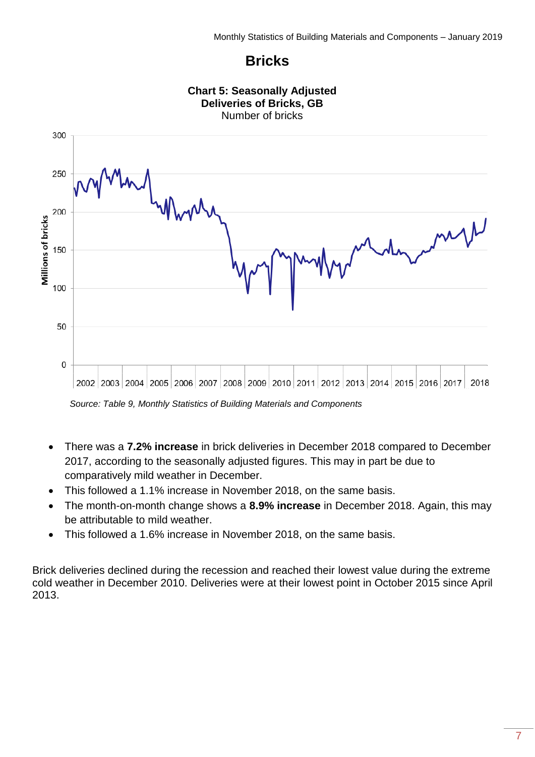# Bricks

**Chart 5: Seasonally Adjusted Deliveries of Bricks, GB**
Number of bricks

*Source: Table 9, Monthly Statistics of Building Materials and Components*

- There was a **7.2% increase** in brick deliveries in December 2018 compared to December 2017, according to the seasonally adjusted figures. This may in part be due to comparatively mild weather in December.
- This followed a 1.1% increase in November 2018, on the same basis.
- The month-on-month change shows a **8.9% increase** in December 2018. Again, this may be attributable to mild weather.
- This followed a 1.6% increase in November 2018, on the same basis.

Brick deliveries declined during the recession and reached their lowest value during the extreme cold weather in December 2010. Deliveries were at their lowest point in October 2015 since April 2013.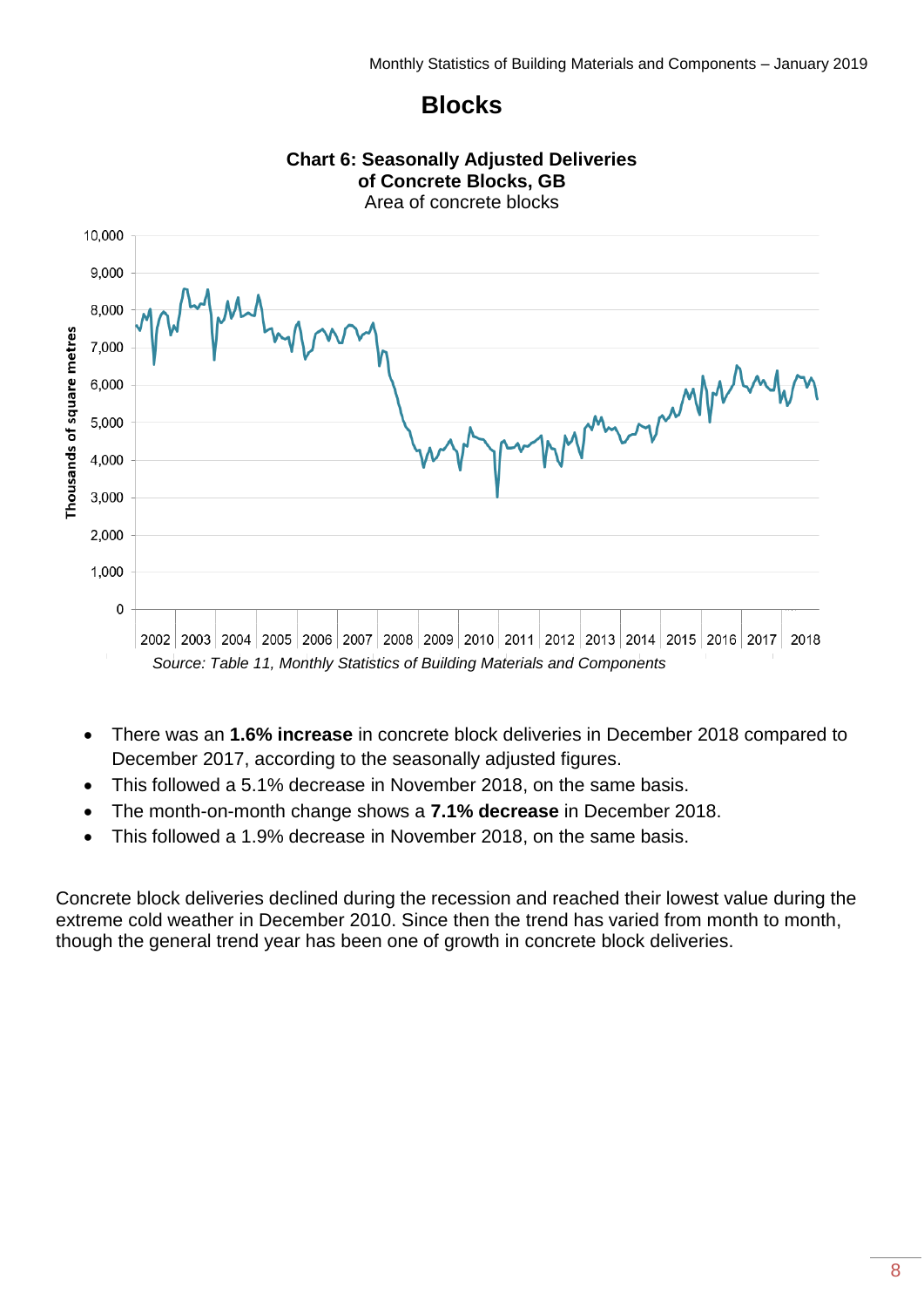# Blocks

**Chart 6: Seasonally Adjusted Deliveries of Concrete Blocks, GB**

Area of concrete blocks

*Source: Table 11, Monthly Statistics of Building Materials and Components*

- There was an **1.6% increase** in concrete block deliveries in December 2018 compared to December 2017, according to the seasonally adjusted figures.
- This followed a 5.1% decrease in November 2018, on the same basis.
- The month-on-month change shows a **7.1% decrease** in December 2018.
- This followed a 1.9% decrease in November 2018, on the same basis.

Concrete block deliveries declined during the recession and reached their lowest value during the extreme cold weather in December 2010. Since then the trend has varied from month to month, though the general trend year has been one of growth in concrete block deliveries.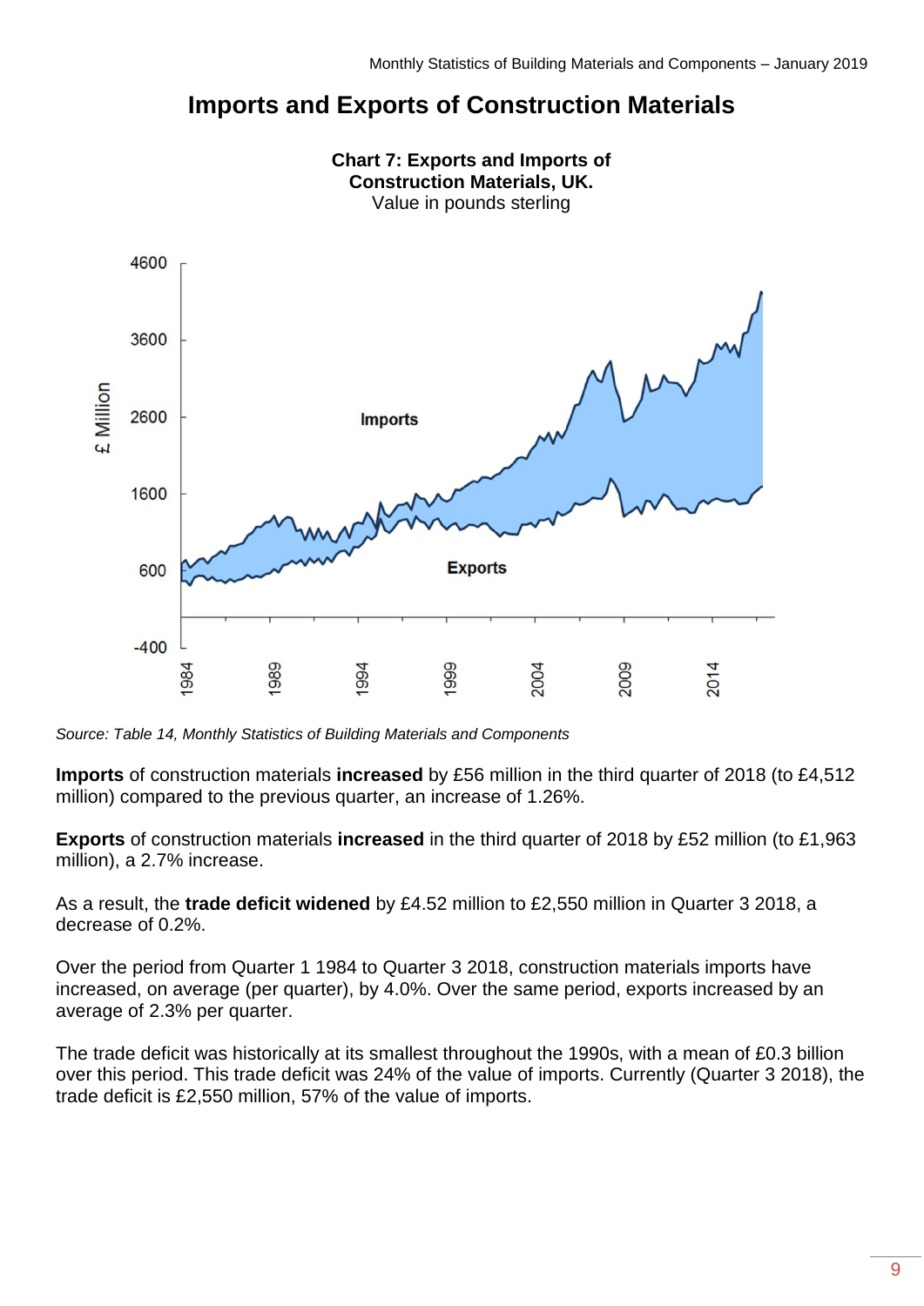# Imports and Exports of Construction Materials

**Chart 7: Exports and Imports of Construction Materials, UK.**
Value in pounds sterling

*Source: Table 14, Monthly Statistics of Building Materials and Components*

**Imports** of construction materials **increased** by £56 million in the third quarter of 2018 (to £4,512 million) compared to the previous quarter, an increase of 1.26%.

**Exports** of construction materials **increased** in the third quarter of 2018 by £52 million (to £1,963 million), a 2.7% increase.

As a result, the **trade deficit widened** by £4.52 million to £2,550 million in Quarter 3 2018, a decrease of 0.2%.

Over the period from Quarter 1 1984 to Quarter 3 2018, construction materials imports have increased, on average (per quarter), by 4.0%. Over the same period, exports increased by an average of 2.3% per quarter.

The trade deficit was historically at its smallest throughout the 1990s, with a mean of £0.3 billion over this period. This trade deficit was 24% of the value of imports. Currently (Quarter 3 2018), the trade deficit is £2,550 million, 57% of the value of imports.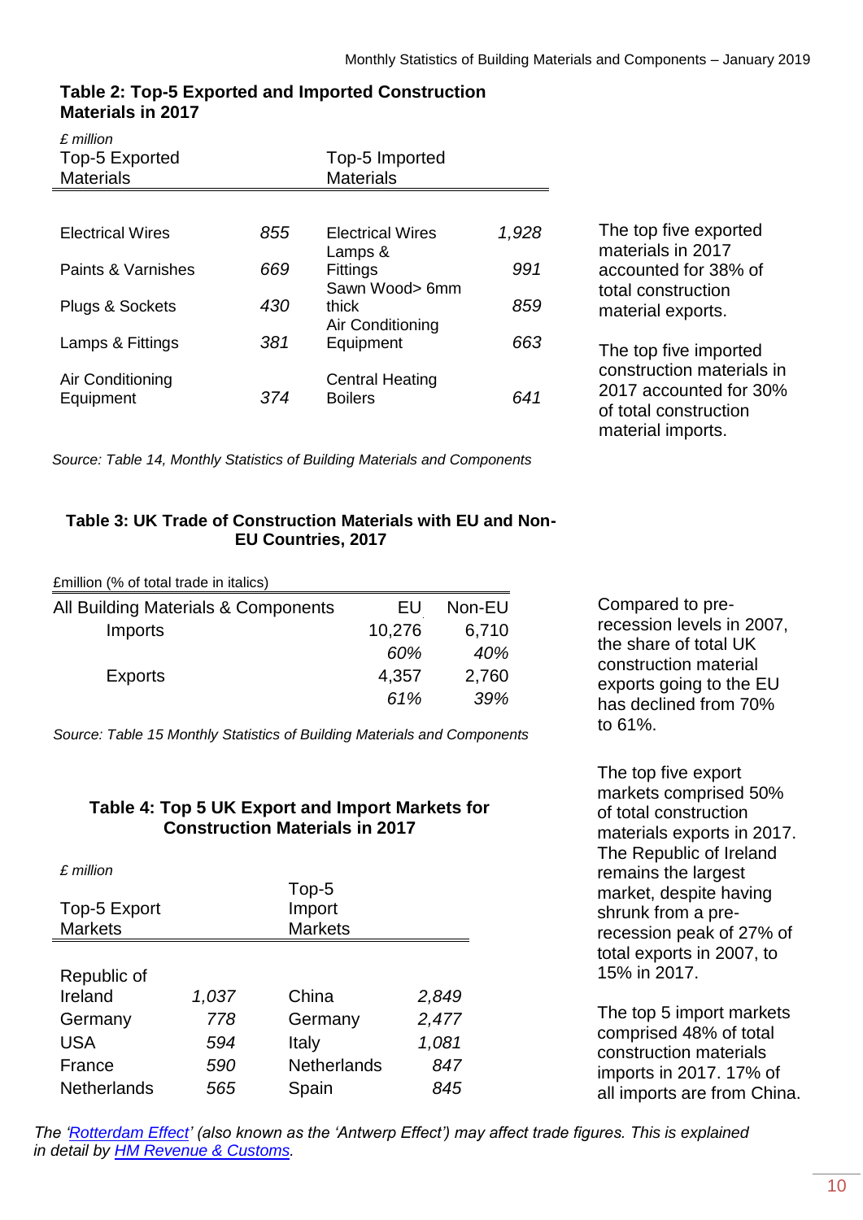**Table 2: Top-5 Exported and Imported Construction Materials in 2017**

*£ million*

| Top-5 Exported Materials | | Top-5 Imported Materials | |
|---|---|---|---|
| Electrical Wires | *855* | Electrical Wires | *1,928* |
| Paints & Varnishes | *669* | Lamps & Fittings | *991* |
| Plugs & Sockets | *430* | Sawn Wood> 6mm thick | *859* |
| Lamps & Fittings | *381* | Air Conditioning Equipment | *663* |
| Air Conditioning Equipment | *374* | Central Heating Boilers | *641* |

*Source: Table 14, Monthly Statistics of Building Materials and Components*

The top five exported materials in 2017 accounted for 38% of total construction material exports.

The top five imported construction materials in 2017 accounted for 30% of total construction material imports.

**Table 3: UK Trade of Construction Materials with EU and Non-EU Countries, 2017**

£million (% of total trade in italics)

| All Building Materials & Components | EU | Non-EU |
|---|---|---|
| Imports | 10,276 | 6,710 |
| | *60%* | *40%* |
| Exports | 4,357 | 2,760 |
| | *61%* | *39%* |

*Source: Table 15 Monthly Statistics of Building Materials and Components*

Compared to pre-recession levels in 2007, the share of total UK construction material exports going to the EU has declined from 70% to 61%.

**Table 4: Top 5 UK Export and Import Markets for Construction Materials in 2017**

*£ million*

| Top-5 Export Markets | | Top-5 Import Markets | |
|---|---|---|---|
| Republic of Ireland | *1,037* | China | *2,849* |
| Germany | *778* | Germany | *2,477* |
| USA | *594* | Italy | *1,081* |
| France | *590* | Netherlands | *847* |
| Netherlands | *565* | Spain | *845* |

The top five export markets comprised 50% of total construction materials exports in 2017. The Republic of Ireland remains the largest market, despite having shrunk from a pre-recession peak of 27% of total exports in 2007, to 15% in 2017.

The top 5 import markets comprised 48% of total construction materials imports in 2017. 17% of all imports are from China.

*The 'Rotterdam Effect' (also known as the 'Antwerp Effect') may affect trade figures. This is explained in detail by HM Revenue & Customs.*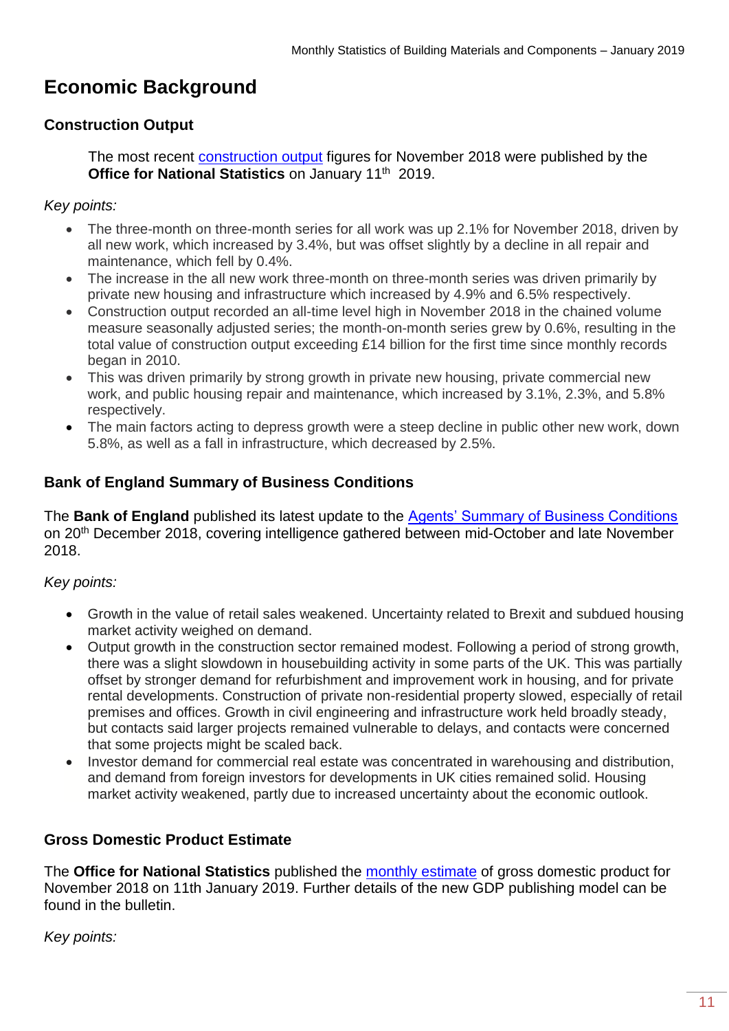# Economic Background

### Construction Output

The most recent construction output figures for November 2018 were published by the **Office for National Statistics** on January 11th 2019.

*Key points:*

- The three-month on three-month series for all work was up 2.1% for November 2018, driven by all new work, which increased by 3.4%, but was offset slightly by a decline in all repair and maintenance, which fell by 0.4%.
- The increase in the all new work three-month on three-month series was driven primarily by private new housing and infrastructure which increased by 4.9% and 6.5% respectively.
- Construction output recorded an all-time level high in November 2018 in the chained volume measure seasonally adjusted series; the month-on-month series grew by 0.6%, resulting in the total value of construction output exceeding £14 billion for the first time since monthly records began in 2010.
- This was driven primarily by strong growth in private new housing, private commercial new work, and public housing repair and maintenance, which increased by 3.1%, 2.3%, and 5.8% respectively.
- The main factors acting to depress growth were a steep decline in public other new work, down 5.8%, as well as a fall in infrastructure, which decreased by 2.5%.

### Bank of England Summary of Business Conditions

The **Bank of England** published its latest update to the Agents' Summary of Business Conditions on 20th December 2018, covering intelligence gathered between mid-October and late November 2018.

*Key points:*

- Growth in the value of retail sales weakened. Uncertainty related to Brexit and subdued housing market activity weighed on demand.
- Output growth in the construction sector remained modest. Following a period of strong growth, there was a slight slowdown in housebuilding activity in some parts of the UK. This was partially offset by stronger demand for refurbishment and improvement work in housing, and for private rental developments. Construction of private non-residential property slowed, especially of retail premises and offices. Growth in civil engineering and infrastructure work held broadly steady, but contacts said larger projects remained vulnerable to delays, and contacts were concerned that some projects might be scaled back.
- Investor demand for commercial real estate was concentrated in warehousing and distribution, and demand from foreign investors for developments in UK cities remained solid. Housing market activity weakened, partly due to increased uncertainty about the economic outlook.

### Gross Domestic Product Estimate

The **Office for National Statistics** published the monthly estimate of gross domestic product for November 2018 on 11th January 2019. Further details of the new GDP publishing model can be found in the bulletin.

*Key points:*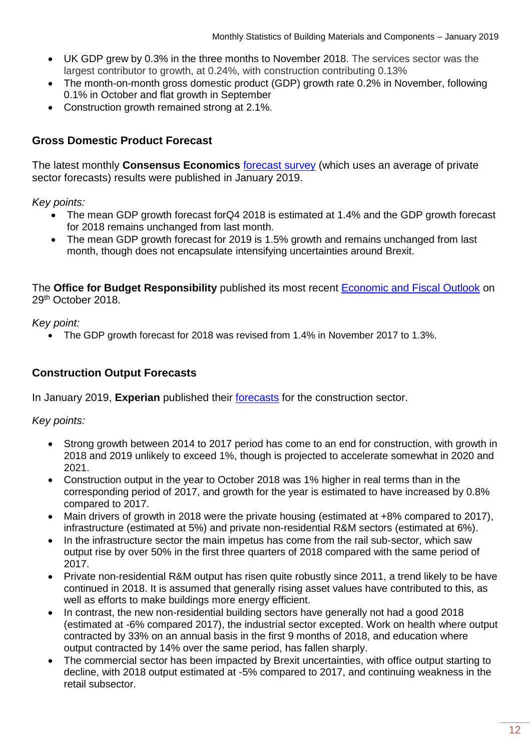- UK GDP grew by 0.3% in the three months to November 2018. The services sector was the largest contributor to growth, at 0.24%, with construction contributing 0.13%
- The month-on-month gross domestic product (GDP) growth rate 0.2% in November, following 0.1% in October and flat growth in September
- Construction growth remained strong at 2.1%.

## Gross Domestic Product Forecast

The latest monthly **Consensus Economics** [forecast survey](forecast survey) (which uses an average of private sector forecasts) results were published in January 2019.

*Key points:*

- The mean GDP growth forecast forQ4 2018 is estimated at 1.4% and the GDP growth forecast for 2018 remains unchanged from last month.
- The mean GDP growth forecast for 2019 is 1.5% growth and remains unchanged from last month, though does not encapsulate intensifying uncertainties around Brexit.

The **Office for Budget Responsibility** published its most recent [Economic and Fiscal Outlook](Economic and Fiscal Outlook) on 29th October 2018.

*Key point:*

- The GDP growth forecast for 2018 was revised from 1.4% in November 2017 to 1.3%.

## Construction Output Forecasts

In January 2019, **Experian** published their [forecasts](forecasts) for the construction sector.

*Key points:*

- Strong growth between 2014 to 2017 period has come to an end for construction, with growth in 2018 and 2019 unlikely to exceed 1%, though is projected to accelerate somewhat in 2020 and 2021.
- Construction output in the year to October 2018 was 1% higher in real terms than in the corresponding period of 2017, and growth for the year is estimated to have increased by 0.8% compared to 2017.
- Main drivers of growth in 2018 were the private housing (estimated at +8% compared to 2017), infrastructure (estimated at 5%) and private non-residential R&M sectors (estimated at 6%).
- In the infrastructure sector the main impetus has come from the rail sub-sector, which saw output rise by over 50% in the first three quarters of 2018 compared with the same period of 2017.
- Private non-residential R&M output has risen quite robustly since 2011, a trend likely to be have continued in 2018. It is assumed that generally rising asset values have contributed to this, as well as efforts to make buildings more energy efficient.
- In contrast, the new non-residential building sectors have generally not had a good 2018 (estimated at -6% compared 2017), the industrial sector excepted. Work on health where output contracted by 33% on an annual basis in the first 9 months of 2018, and education where output contracted by 14% over the same period, has fallen sharply.
- The commercial sector has been impacted by Brexit uncertainties, with office output starting to decline, with 2018 output estimated at -5% compared to 2017, and continuing weakness in the retail subsector.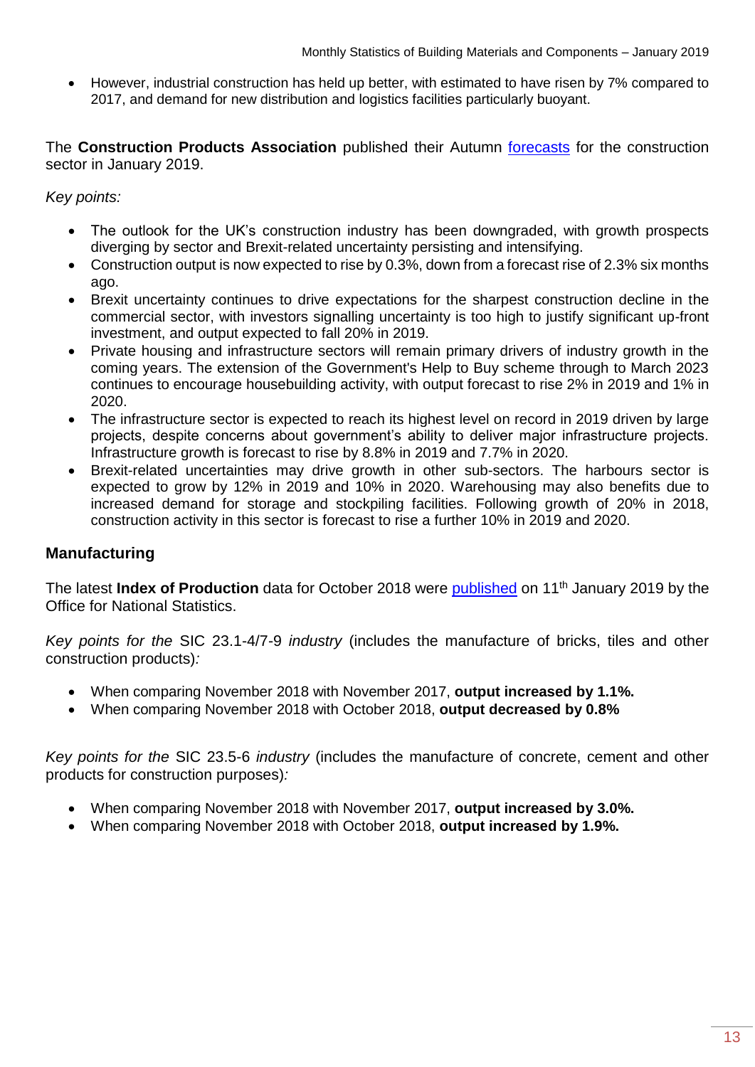- However, industrial construction has held up better, with estimated to have risen by 7% compared to 2017, and demand for new distribution and logistics facilities particularly buoyant.

The **Construction Products Association** published their Autumn forecasts for the construction sector in January 2019.

*Key points:*

- The outlook for the UK's construction industry has been downgraded, with growth prospects diverging by sector and Brexit-related uncertainty persisting and intensifying.
- Construction output is now expected to rise by 0.3%, down from a forecast rise of 2.3% six months ago.
- Brexit uncertainty continues to drive expectations for the sharpest construction decline in the commercial sector, with investors signalling uncertainty is too high to justify significant up-front investment, and output expected to fall 20% in 2019.
- Private housing and infrastructure sectors will remain primary drivers of industry growth in the coming years. The extension of the Government's Help to Buy scheme through to March 2023 continues to encourage housebuilding activity, with output forecast to rise 2% in 2019 and 1% in 2020.
- The infrastructure sector is expected to reach its highest level on record in 2019 driven by large projects, despite concerns about government's ability to deliver major infrastructure projects. Infrastructure growth is forecast to rise by 8.8% in 2019 and 7.7% in 2020.
- Brexit-related uncertainties may drive growth in other sub-sectors. The harbours sector is expected to grow by 12% in 2019 and 10% in 2020. Warehousing may also benefits due to increased demand for storage and stockpiling facilities. Following growth of 20% in 2018, construction activity in this sector is forecast to rise a further 10% in 2019 and 2020.

## Manufacturing

The latest **Index of Production** data for October 2018 were published on 11th January 2019 by the Office for National Statistics.

*Key points for the* SIC 23.1-4/7-9 *industry* (includes the manufacture of bricks, tiles and other construction products)*:*

- When comparing November 2018 with November 2017, **output increased by 1.1%.**
- When comparing November 2018 with October 2018, **output decreased by 0.8%**

*Key points for the* SIC 23.5-6 *industry* (includes the manufacture of concrete, cement and other products for construction purposes)*:*

- When comparing November 2018 with November 2017, **output increased by 3.0%.**
- When comparing November 2018 with October 2018, **output increased by 1.9%.**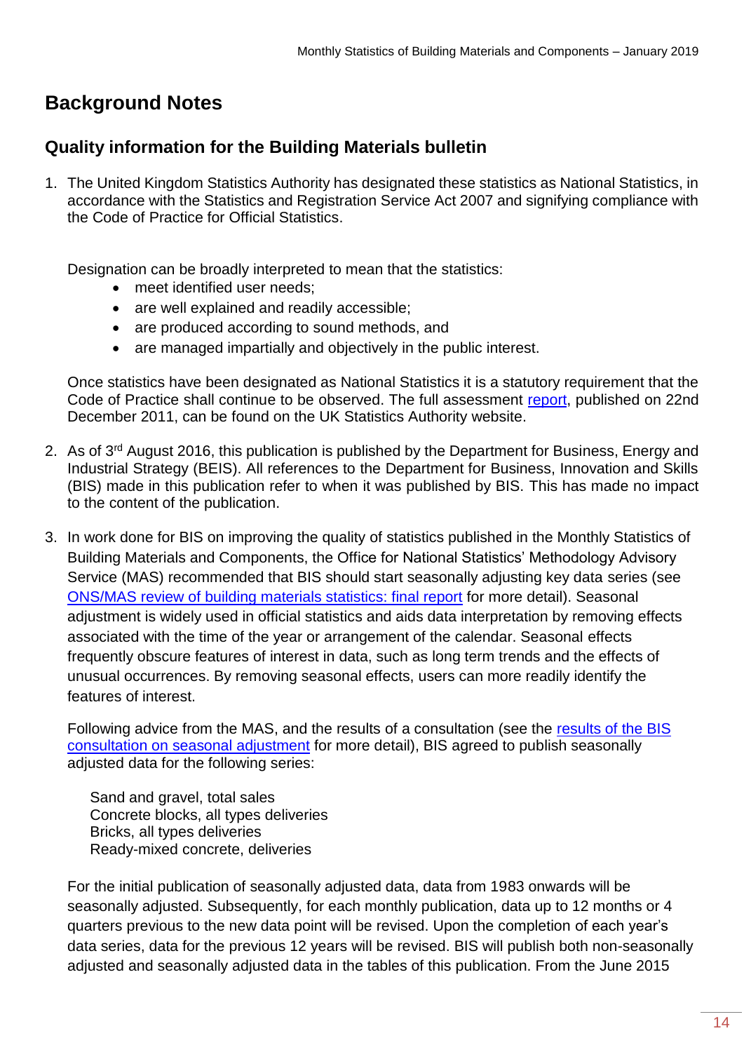# Background Notes

## Quality information for the Building Materials bulletin

1. The United Kingdom Statistics Authority has designated these statistics as National Statistics, in accordance with the Statistics and Registration Service Act 2007 and signifying compliance with the Code of Practice for Official Statistics.

   Designation can be broadly interpreted to mean that the statistics:
   - meet identified user needs;
   - are well explained and readily accessible;
   - are produced according to sound methods, and
   - are managed impartially and objectively in the public interest.

   Once statistics have been designated as National Statistics it is a statutory requirement that the Code of Practice shall continue to be observed. The full assessment report, published on 22nd December 2011, can be found on the UK Statistics Authority website.

2. As of 3rd August 2016, this publication is published by the Department for Business, Energy and Industrial Strategy (BEIS). All references to the Department for Business, Innovation and Skills (BIS) made in this publication refer to when it was published by BIS. This has made no impact to the content of the publication.

3. In work done for BIS on improving the quality of statistics published in the Monthly Statistics of Building Materials and Components, the Office for National Statistics' Methodology Advisory Service (MAS) recommended that BIS should start seasonally adjusting key data series (see ONS/MAS review of building materials statistics: final report for more detail). Seasonal adjustment is widely used in official statistics and aids data interpretation by removing effects associated with the time of the year or arrangement of the calendar. Seasonal effects frequently obscure features of interest in data, such as long term trends and the effects of unusual occurrences. By removing seasonal effects, users can more readily identify the features of interest.

   Following advice from the MAS, and the results of a consultation (see the results of the BIS consultation on seasonal adjustment for more detail), BIS agreed to publish seasonally adjusted data for the following series:

   Sand and gravel, total sales
   Concrete blocks, all types deliveries
   Bricks, all types deliveries
   Ready-mixed concrete, deliveries

   For the initial publication of seasonally adjusted data, data from 1983 onwards will be seasonally adjusted. Subsequently, for each monthly publication, data up to 12 months or 4 quarters previous to the new data point will be revised. Upon the completion of each year's data series, data for the previous 12 years will be revised. BIS will publish both non-seasonally adjusted and seasonally adjusted data in the tables of this publication. From the June 2015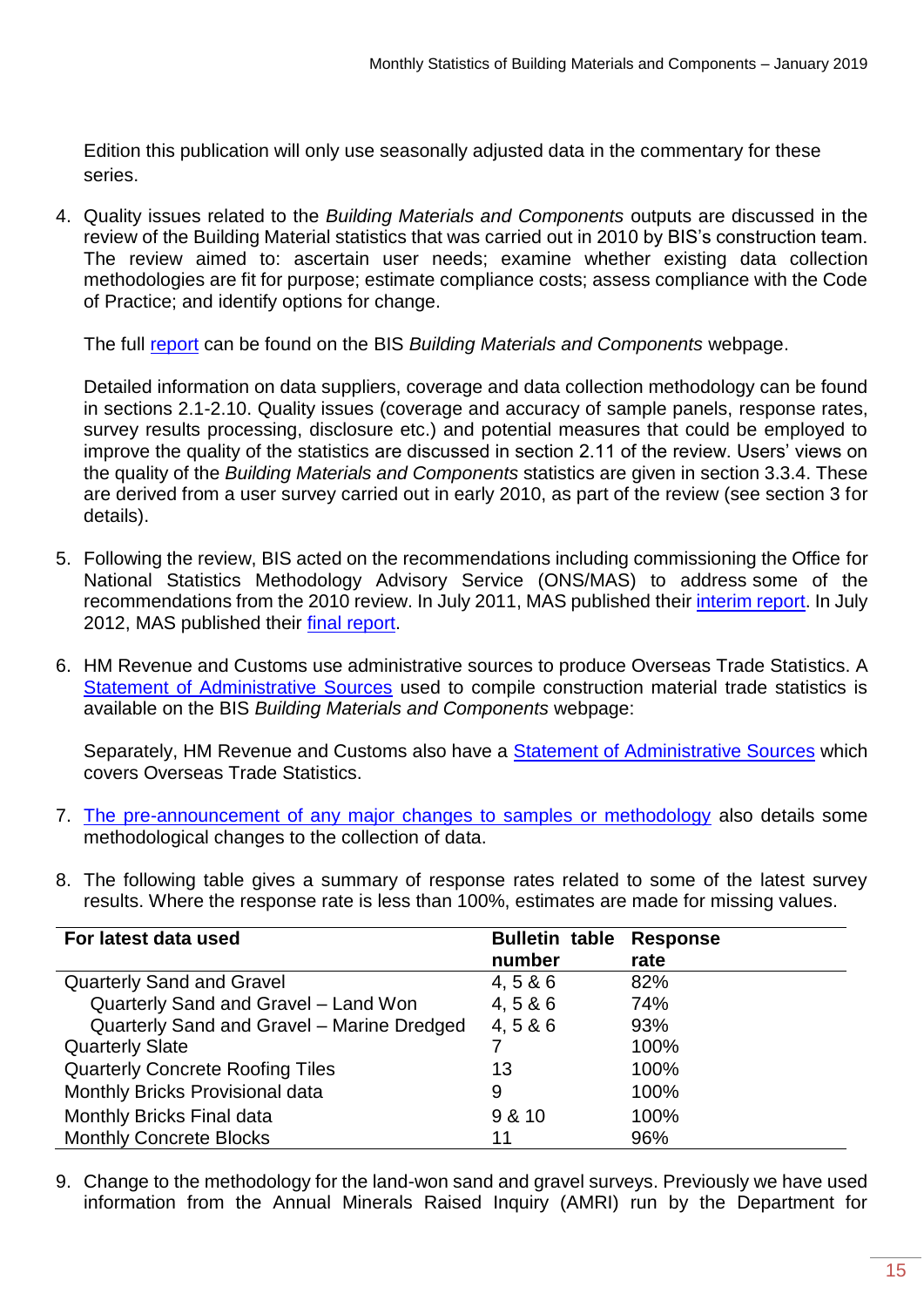Edition this publication will only use seasonally adjusted data in the commentary for these series.

4. Quality issues related to the *Building Materials and Components* outputs are discussed in the review of the Building Material statistics that was carried out in 2010 by BIS's construction team. The review aimed to: ascertain user needs; examine whether existing data collection methodologies are fit for purpose; estimate compliance costs; assess compliance with the Code of Practice; and identify options for change.

   The full [report](report) can be found on the BIS *Building Materials and Components* webpage.

   Detailed information on data suppliers, coverage and data collection methodology can be found in sections 2.1-2.10. Quality issues (coverage and accuracy of sample panels, response rates, survey results processing, disclosure etc.) and potential measures that could be employed to improve the quality of the statistics are discussed in section 2.11 of the review. Users' views on the quality of the *Building Materials and Components* statistics are given in section 3.3.4. These are derived from a user survey carried out in early 2010, as part of the review (see section 3 for details).

5. Following the review, BIS acted on the recommendations including commissioning the Office for National Statistics Methodology Advisory Service (ONS/MAS) to address some of the recommendations from the 2010 review. In July 2011, MAS published their interim report. In July 2012, MAS published their final report.

6. HM Revenue and Customs use administrative sources to produce Overseas Trade Statistics. A Statement of Administrative Sources used to compile construction material trade statistics is available on the BIS *Building Materials and Components* webpage:

   Separately, HM Revenue and Customs also have a Statement of Administrative Sources which covers Overseas Trade Statistics.

7. The pre-announcement of any major changes to samples or methodology also details some methodological changes to the collection of data.

8. The following table gives a summary of response rates related to some of the latest survey results. Where the response rate is less than 100%, estimates are made for missing values.

| For latest data used | Bulletin table number | Response rate |
|---|---|---|
| Quarterly Sand and Gravel | 4, 5 & 6 | 82% |
| Quarterly Sand and Gravel – Land Won | 4, 5 & 6 | 74% |
| Quarterly Sand and Gravel – Marine Dredged | 4, 5 & 6 | 93% |
| Quarterly Slate | 7 | 100% |
| Quarterly Concrete Roofing Tiles | 13 | 100% |
| Monthly Bricks Provisional data | 9 | 100% |
| Monthly Bricks Final data | 9 & 10 | 100% |
| Monthly Concrete Blocks | 11 | 96% |

9. Change to the methodology for the land-won sand and gravel surveys. Previously we have used information from the Annual Minerals Raised Inquiry (AMRI) run by the Department for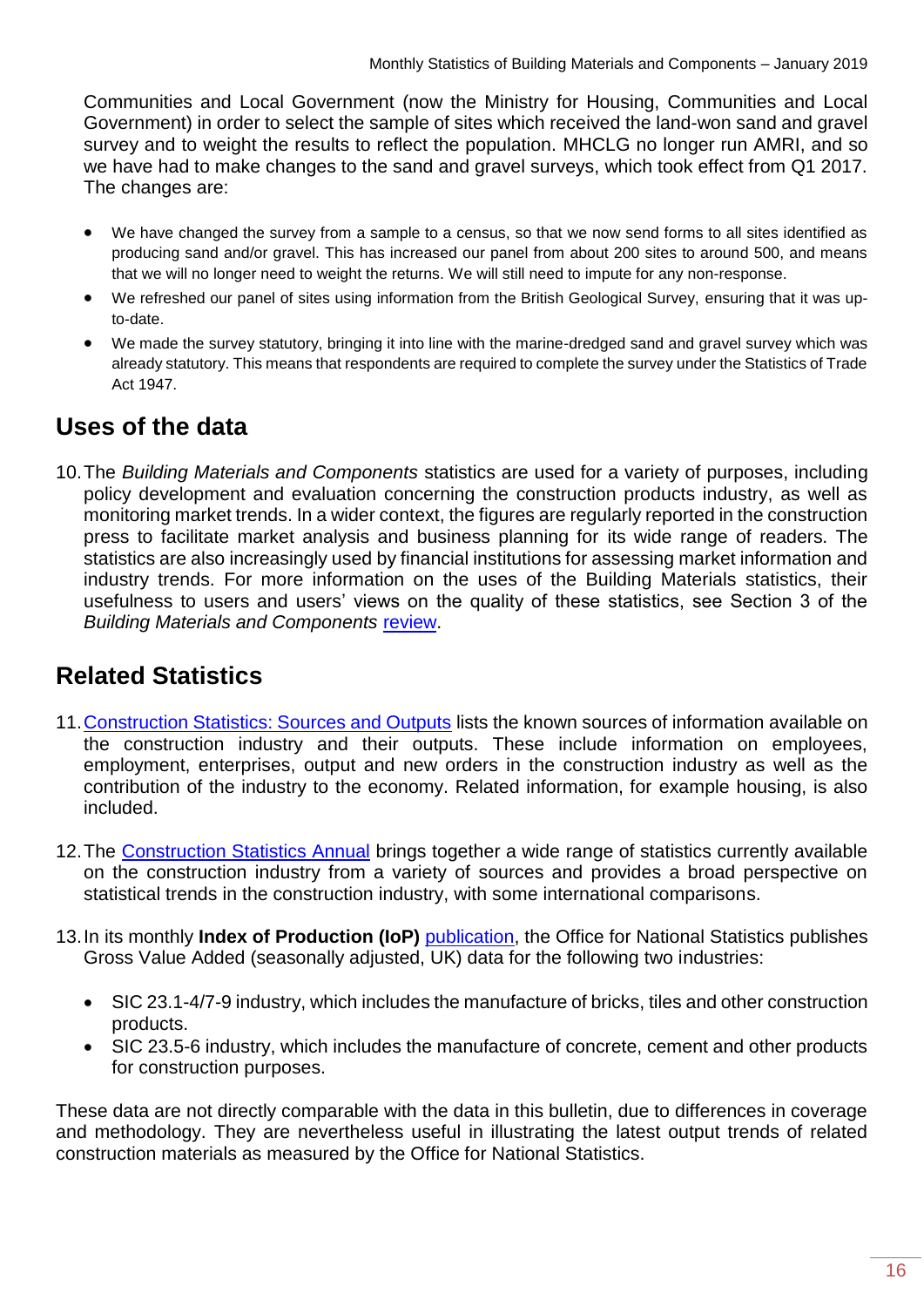Communities and Local Government (now the Ministry for Housing, Communities and Local Government) in order to select the sample of sites which received the land-won sand and gravel survey and to weight the results to reflect the population. MHCLG no longer run AMRI, and so we have had to make changes to the sand and gravel surveys, which took effect from Q1 2017. The changes are:

- We have changed the survey from a sample to a census, so that we now send forms to all sites identified as producing sand and/or gravel. This has increased our panel from about 200 sites to around 500, and means that we will no longer need to weight the returns. We will still need to impute for any non-response.
- We refreshed our panel of sites using information from the British Geological Survey, ensuring that it was up-to-date.
- We made the survey statutory, bringing it into line with the marine-dredged sand and gravel survey which was already statutory. This means that respondents are required to complete the survey under the Statistics of Trade Act 1947.

## Uses of the data

10. The *Building Materials and Components* statistics are used for a variety of purposes, including policy development and evaluation concerning the construction products industry, as well as monitoring market trends. In a wider context, the figures are regularly reported in the construction press to facilitate market analysis and business planning for its wide range of readers. The statistics are also increasingly used by financial institutions for assessing market information and industry trends. For more information on the uses of the Building Materials statistics, their usefulness to users and users' views on the quality of these statistics, see Section 3 of the *Building Materials and Components* review.

## Related Statistics

11. Construction Statistics: Sources and Outputs lists the known sources of information available on the construction industry and their outputs. These include information on employees, employment, enterprises, output and new orders in the construction industry as well as the contribution of the industry to the economy. Related information, for example housing, is also included.

12. The Construction Statistics Annual brings together a wide range of statistics currently available on the construction industry from a variety of sources and provides a broad perspective on statistical trends in the construction industry, with some international comparisons.

13. In its monthly **Index of Production (IoP)** publication, the Office for National Statistics publishes Gross Value Added (seasonally adjusted, UK) data for the following two industries:

    - SIC 23.1-4/7-9 industry, which includes the manufacture of bricks, tiles and other construction products.
    - SIC 23.5-6 industry, which includes the manufacture of concrete, cement and other products for construction purposes.

These data are not directly comparable with the data in this bulletin, due to differences in coverage and methodology. They are nevertheless useful in illustrating the latest output trends of related construction materials as measured by the Office for National Statistics.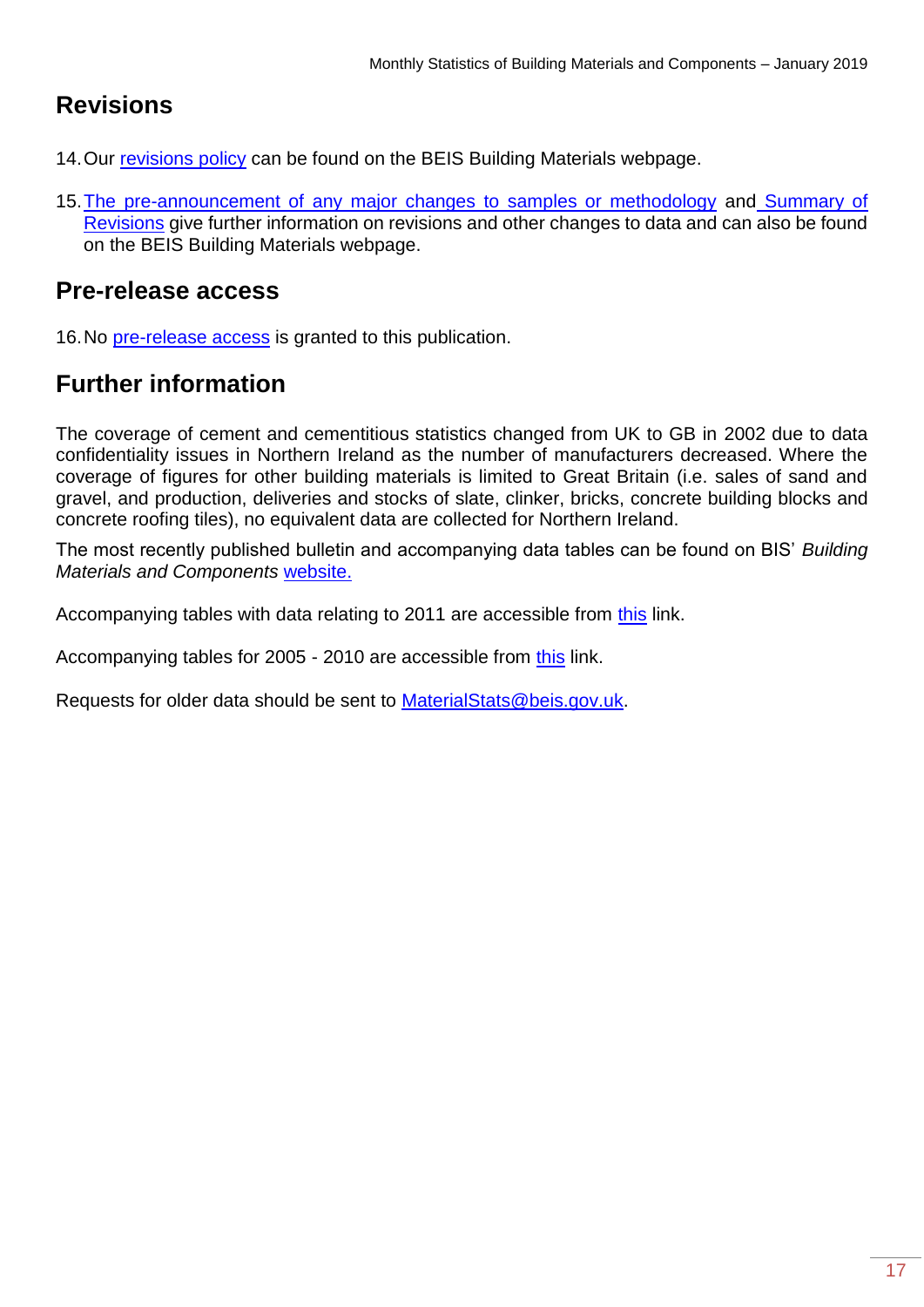## Revisions

14. Our [revisions policy]() can be found on the BEIS Building Materials webpage.

15. [The pre-announcement of any major changes to samples or methodology]() and [Summary of Revisions]() give further information on revisions and other changes to data and can also be found on the BEIS Building Materials webpage.

## Pre-release access

16. No [pre-release access]() is granted to this publication.

## Further information

The coverage of cement and cementitious statistics changed from UK to GB in 2002 due to data confidentiality issues in Northern Ireland as the number of manufacturers decreased. Where the coverage of figures for other building materials is limited to Great Britain (i.e. sales of sand and gravel, and production, deliveries and stocks of slate, clinker, bricks, concrete building blocks and concrete roofing tiles), no equivalent data are collected for Northern Ireland.

The most recently published bulletin and accompanying data tables can be found on BIS' *Building Materials and Components* [website.]()

Accompanying tables with data relating to 2011 are accessible from [this]() link.

Accompanying tables for 2005 - 2010 are accessible from [this]() link.

Requests for older data should be sent to [MaterialStats@beis.gov.uk]().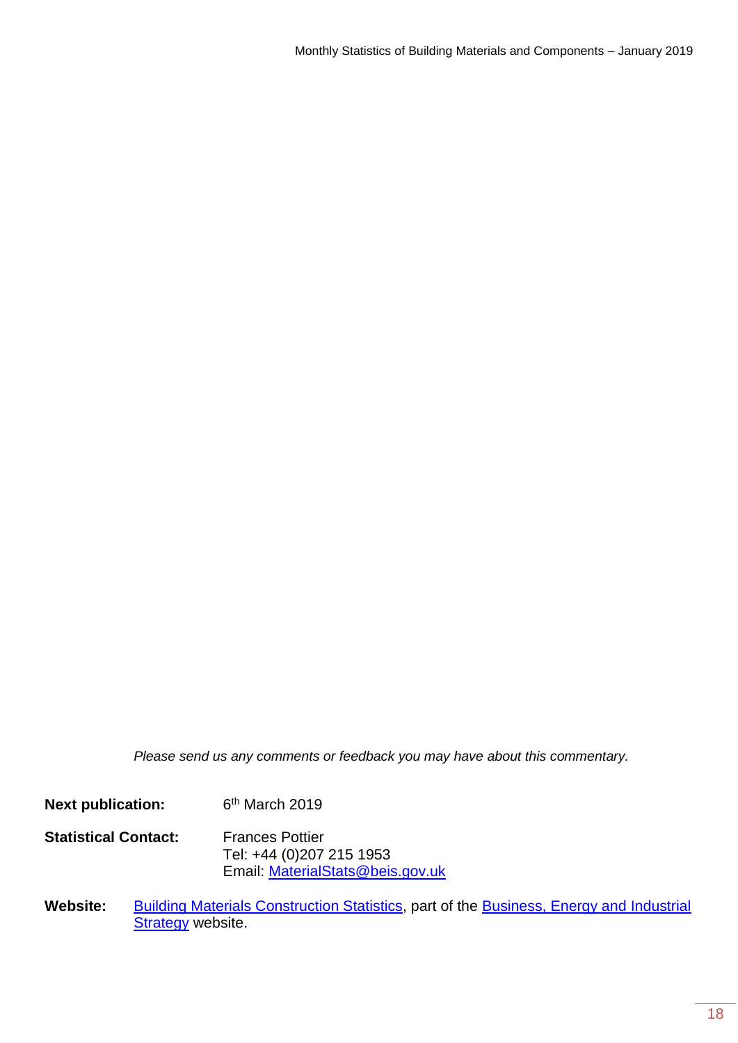*Please send us any comments or feedback you may have about this commentary.*

**Next publication:** 6th March 2019

**Statistical Contact:** Frances Pottier
Tel: +44 (0)207 215 1953
Email: MaterialStats@beis.gov.uk

**Website:** Building Materials Construction Statistics, part of the Business, Energy and Industrial Strategy website.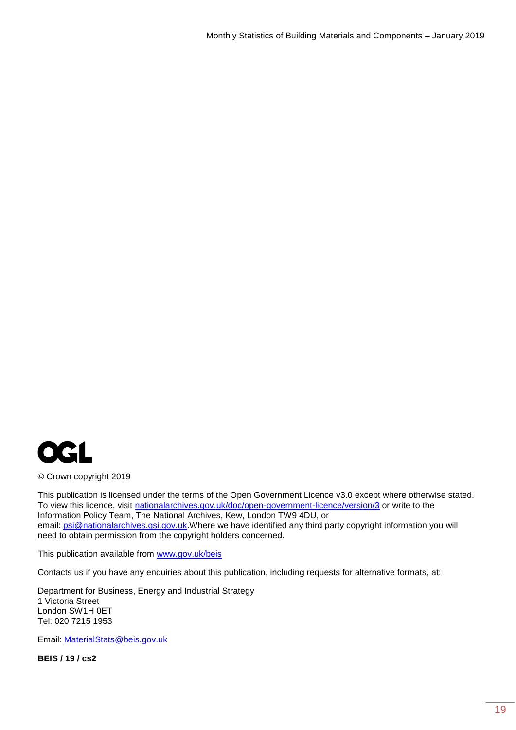OGL

© Crown copyright 2019

This publication is licensed under the terms of the Open Government Licence v3.0 except where otherwise stated. To view this licence, visit nationalarchives.gov.uk/doc/open-government-licence/version/3 or write to the Information Policy Team, The National Archives, Kew, London TW9 4DU, or email: psi@nationalarchives.gsi.gov.uk.Where we have identified any third party copyright information you will need to obtain permission from the copyright holders concerned.

This publication available from www.gov.uk/beis

Contacts us if you have any enquiries about this publication, including requests for alternative formats, at:

Department for Business, Energy and Industrial Strategy
1 Victoria Street
London SW1H 0ET
Tel: 020 7215 1953

Email: MaterialStats@beis.gov.uk

**BEIS / 19 / cs2**